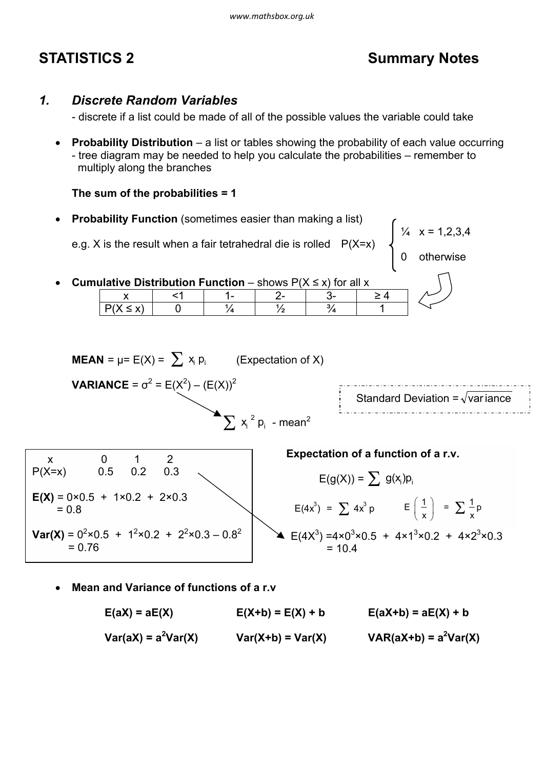# STATISTICS 2 Summary Notes

## 1. *Discrete Random Variables*

- discrete if a list could be made of all of the possible values the variable could take

- **Probability Distribution** – a list or tables showing the probability of each value occurring
  - tree diagram may be needed to help you calculate the probabilities – remember to multiply along the branches

**The sum of the probabilities = 1**

- **Probability Function** (sometimes easier than making a list)

  e.g. X is the result when a fair tetrahedral die is rolled

$$P(X=x) \begin{cases} \frac{1}{4} & x = 1,2,3,4 \\ 0 & \text{otherwise} \end{cases}$$

- **Cumulative Distribution Function** – shows $P(X \leq x)$ for all x

| x | <1 | 1- | 2- | 3- | ≥ 4 |
|---|---|---|---|---|---|
| $P(X \leq x)$ | 0 | ¼ | ½ | ¾ | 1 |

**MEAN** = $\mu = E(X) = \sum x_i p_i$ (Expectation of X)

**VARIANCE** = $\sigma^2 = E(X^2) - (E(X))^2$

$$\sum x_i^2 p_i - \text{mean}^2$$

Standard Deviation = $\sqrt{\text{variance}}$

| x | 0 | 1 | 2 |
|---|---|---|---|
| P(X=x) | 0.5 | 0.2 | 0.3 |

**E(X)** = $0 \times 0.5 + 1 \times 0.2 + 2 \times 0.3$
= 0.8

**Var(X)** = $0^2 \times 0.5 + 1^2 \times 0.2 + 2^2 \times 0.3 - 0.8^2$
= 0.76

**Expectation of a function of a r.v.**

$$E(g(X)) = \sum g(x_i)p_i$$

$$E(4x^3) = \sum 4x^3 p \qquad E\left(\frac{1}{x}\right) = \sum \frac{1}{x} p$$

$E(4X^3) = 4 \times 0^3 \times 0.5 + 4 \times 1^3 \times 0.2 + 4 \times 2^3 \times 0.3$
= 10.4

- **Mean and Variance of functions of a r.v**

| | | |
|---|---|---|
| **E(aX) = aE(X)** | **E(X+b) = E(X) + b** | **E(aX+b) = aE(X) + b** |
| **Var(aX) = $a^2$Var(X)** | **Var(X+b) = Var(X)** | **VAR(aX+b) = $a^2$Var(X)** |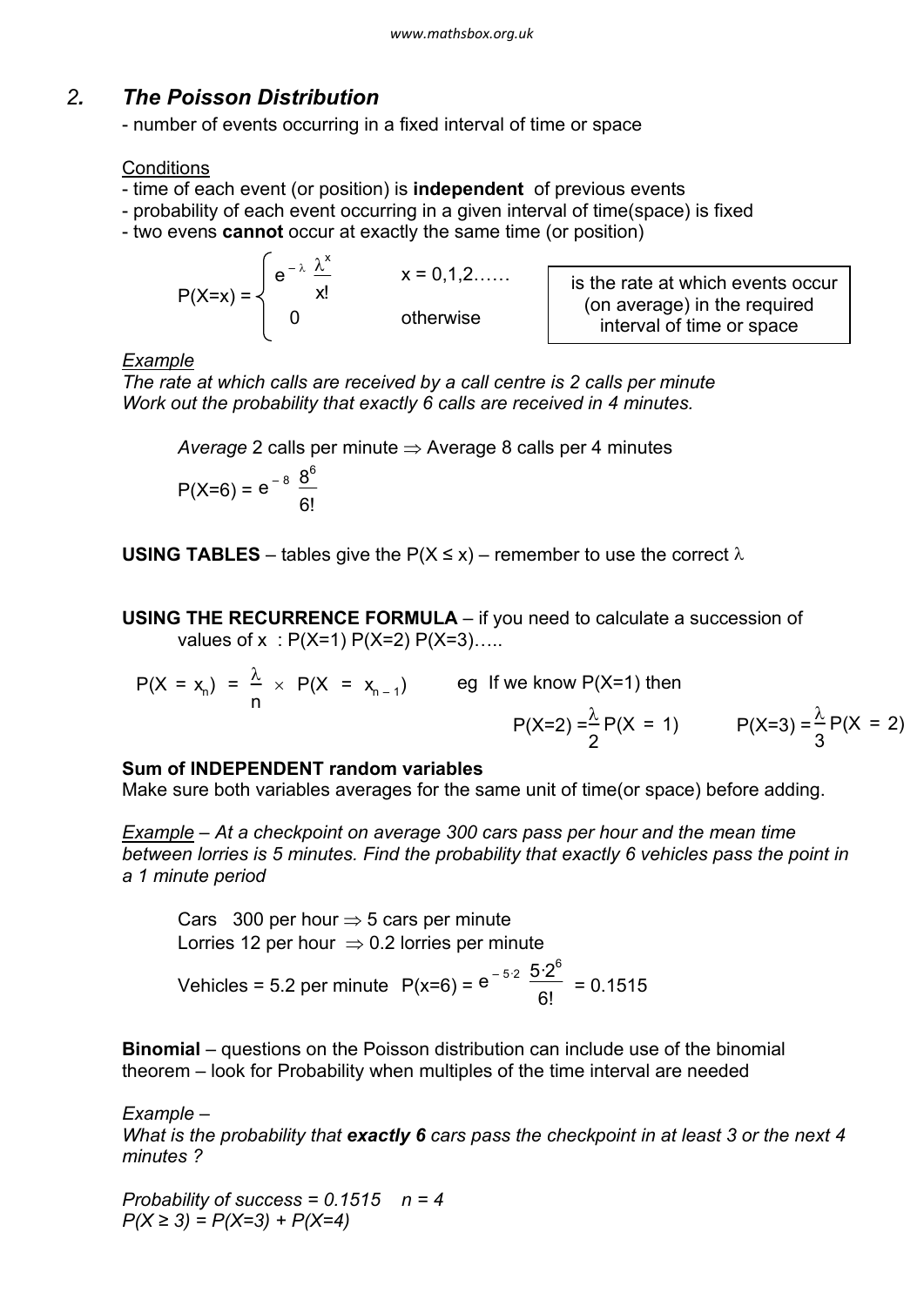## 2. *The Poisson Distribution*

- number of events occurring in a fixed interval of time or space

Conditions

- time of each event (or position) is **independent** of previous events
- probability of each event occurring in a given interval of time(space) is fixed
- two evens **cannot** occur at exactly the same time (or position)

$$P(X=x) = \begin{cases} e^{-\lambda}\dfrac{\lambda^x}{x!} & x = 0,1,2\ldots\ldots \\ 0 & \text{otherwise} \end{cases}$$

is the rate at which events occur (on average) in the required interval of time or space

*Example*
*The rate at which calls are received by a call centre is 2 calls per minute*
*Work out the probability that exactly 6 calls are received in 4 minutes.*

*Average* 2 calls per minute ⇒ Average 8 calls per 4 minutes

$$P(X=6) = e^{-8}\frac{8^6}{6!}$$

**USING TABLES** – tables give the $P(X \leq x)$ – remember to use the correct $\lambda$

**USING THE RECURRENCE FORMULA** – if you need to calculate a succession of values of x : P(X=1) P(X=2) P(X=3)…..

$$P(X = x_n) = \frac{\lambda}{n} \times P(X = x_{n-1})$$

eg If we know P(X=1) then

$$P(X=2) = \frac{\lambda}{2}P(X = 1) \qquad P(X=3) = \frac{\lambda}{3}P(X = 2)$$

**Sum of INDEPENDENT random variables**
Make sure both variables averages for the same unit of time(or space) before adding.

*Example – At a checkpoint on average 300 cars pass per hour and the mean time between lorries is 5 minutes. Find the probability that exactly 6 vehicles pass the point in a 1 minute period*

Cars 300 per hour ⇒ 5 cars per minute
Lorries 12 per hour ⇒ 0.2 lorries per minute

Vehicles = 5.2 per minute $P(x=6) = e^{-5\cdot 2}\dfrac{5\cdot 2^6}{6!} = 0.1515$

**Binomial** – questions on the Poisson distribution can include use of the binomial theorem – look for Probability when multiples of the time interval are needed

*Example –*
*What is the probability that **exactly 6** cars pass the checkpoint in at least 3 or the next 4 minutes ?*

*Probability of success = 0.1515 n = 4*
*$P(X \geq 3) = P(X=3) + P(X=4)$*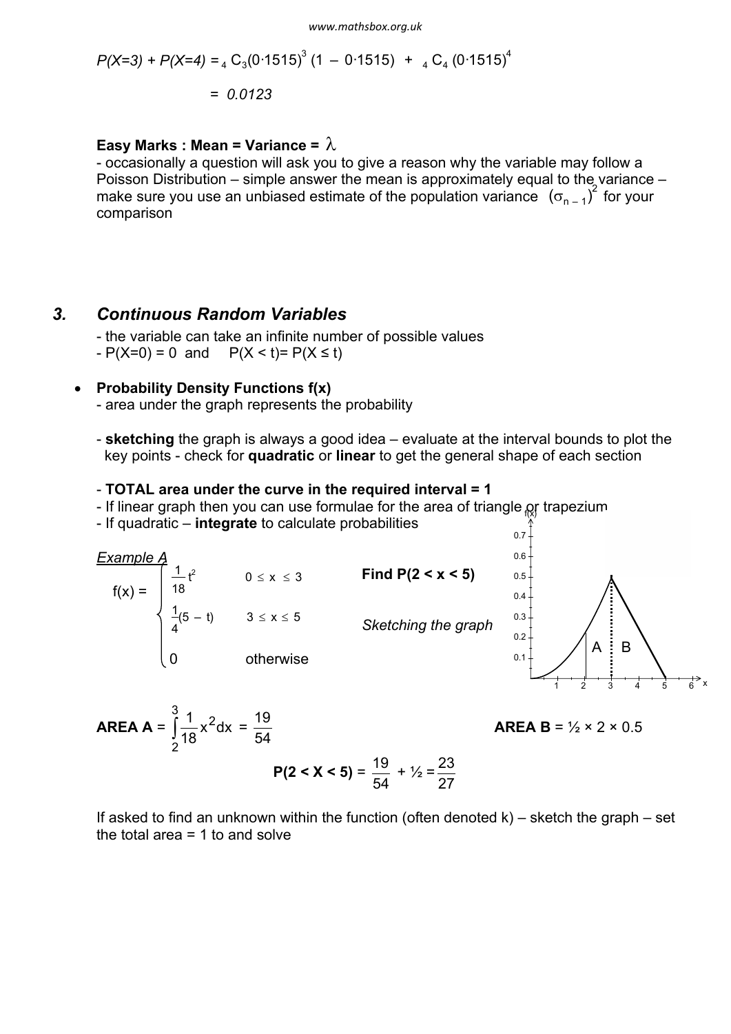$P(X=3) + P(X=4) = {}_4C_3(0{\cdot}1515)^3(1 - 0{\cdot}1515) + {}_4C_4(0{\cdot}1515)^4$

$= 0.0123$

**Easy Marks : Mean = Variance = $\lambda$**

- occasionally a question will ask you to give a reason why the variable may follow a Poisson Distribution – simple answer the mean is approximately equal to the variance – make sure you use an unbiased estimate of the population variance $(\sigma_{n-1})^2$ for your comparison

## *3. Continuous Random Variables*

- the variable can take an infinite number of possible values
- $P(X=0) = 0$ and $P(X < t) = P(X \leq t)$

- **Probability Density Functions f(x)**
  - area under the graph represents the probability

  - **sketching** the graph is always a good idea – evaluate at the interval bounds to plot the key points - check for **quadratic** or **linear** to get the general shape of each section

  - **TOTAL area under the curve in the required interval = 1**
  - If linear graph then you can use formulae for the area of triangle or trapezium
  - If quadratic – **integrate** to calculate probabilities

*Example A*

$$f(x) = \begin{cases} \frac{1}{18}t^2 & 0 \leq x \leq 3 \\ \frac{1}{4}(5 - t) & 3 \leq x \leq 5 \\ 0 & \text{otherwise} \end{cases}$$

**Find P(2 < x < 5)**

*Sketching the graph*

**AREA A** = $\int_2^3 \frac{1}{18}x^2 dx = \frac{19}{54}$

**AREA B** = ½ × 2 × 0.5

**P(2 < X < 5)** = $\frac{19}{54} + \frac{1}{2} = \frac{23}{27}$

If asked to find an unknown within the function (often denoted k) – sketch the graph – set the total area = 1 to and solve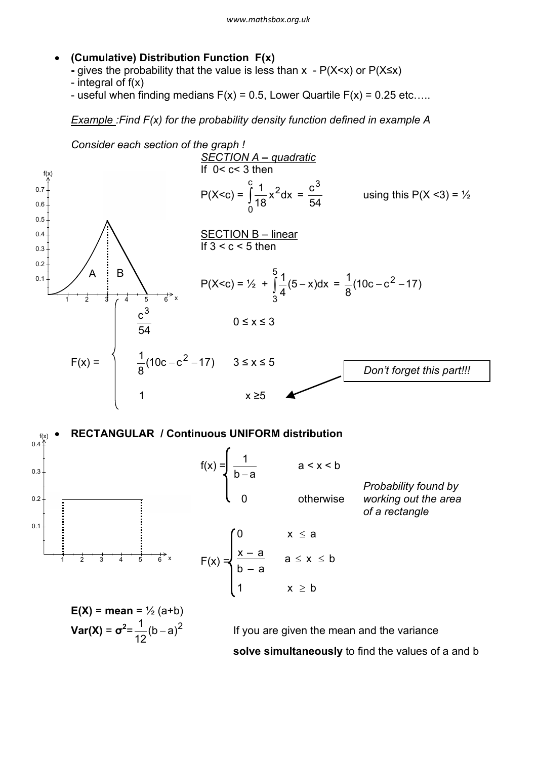- **(Cumulative) Distribution Function F(x)**
  - gives the probability that the value is less than x - $P(X<x)$ or $P(X \le x)$
  - integral of f(x)
  - useful when finding medians $F(x) = 0.5$, Lower Quartile $F(x) = 0.25$ etc…..

*Example :Find F(x) for the probability density function defined in example A*

*Consider each section of the graph !*

<u>SECTION A – quadratic</u>

If $0 < c < 3$ then

$$P(X<c) = \int_0^c \frac{1}{18}x^2 dx = \frac{c^3}{54}$$

using this $P(X < 3) = ½$

<u>SECTION B – linear</u>

If $3 < c < 5$ then

$$P(X<c) = ½ + \int_3^5 \frac{1}{4}(5-x)dx = \frac{1}{8}(10c - c^2 - 17)$$

$$F(x) = \begin{cases} \dfrac{c^3}{54} & 0 \le x \le 3 \\ \dfrac{1}{8}(10c - c^2 - 17) & 3 \le x \le 5 \\ 1 & x \ge 5 \end{cases}$$

*Don't forget this part!!!*

- **RECTANGULAR / Continuous UNIFORM distribution**

$$f(x) = \begin{cases} \dfrac{1}{b-a} & a < x < b \\ 0 & \text{otherwise} \end{cases}$$

*Probability found by working out the area of a rectangle*

$$F(x) = \begin{cases} 0 & x \le a \\ \dfrac{x-a}{b-a} & a \le x \le b \\ 1 & x \ge b \end{cases}$$

**E(X)** = **mean** = $½(a+b)$

**Var(X)** = $\boldsymbol{\sigma^2} = \frac{1}{12}(b-a)^2$

If you are given the mean and the variance **solve simultaneously** to find the values of a and b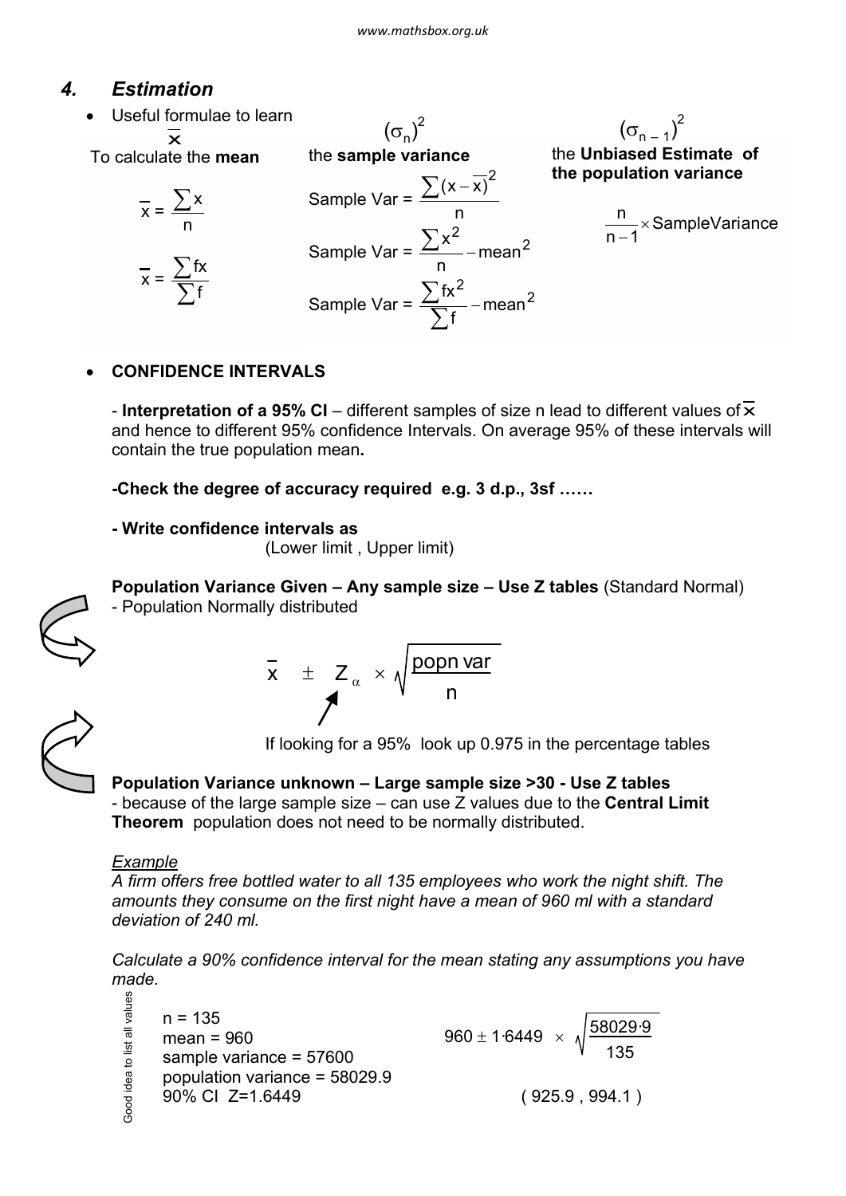## 4. Estimation

- Useful formulae to learn

| $\overline{x}$ | $(\sigma_n)^2$ | $(\sigma_{n-1})^2$ |
|---|---|---|
| To calculate the **mean** | the **sample variance** | the **Unbiased Estimate of the population variance** |
| $\overline{x} = \dfrac{\sum x}{n}$ | Sample Var = $\dfrac{\sum (x-\overline{x})^2}{n}$ | $\dfrac{n}{n-1} \times \text{SampleVariance}$ |
| $\overline{x} = \dfrac{\sum fx}{\sum f}$ | Sample Var = $\dfrac{\sum x^2}{n} - \text{mean}^2$ | |
| | Sample Var = $\dfrac{\sum fx^2}{\sum f} - \text{mean}^2$ | |

- **CONFIDENCE INTERVALS**

  - **Interpretation of a 95% CI** – different samples of size n lead to different values of $\overline{x}$ and hence to different 95% confidence Intervals. On average 95% of these intervals will contain the true population mean**.**

  **-Check the degree of accuracy required e.g. 3 d.p., 3sf ……**

  **- Write confidence intervals as**
  (Lower limit , Upper limit)

  **Population Variance Given – Any sample size – Use Z tables** (Standard Normal)
  - Population Normally distributed

$$\overline{x} \pm Z_{\alpha} \times \sqrt{\frac{\text{popn var}}{n}}$$

  If looking for a 95% look up 0.975 in the percentage tables

  **Population Variance unknown – Large sample size >30 - Use Z tables**
  - because of the large sample size – can use Z values due to the **Central Limit Theorem** population does not need to be normally distributed.

  *Example*

  *A firm offers free bottled water to all 135 employees who work the night shift. The amounts they consume on the first night have a mean of 960 ml with a standard deviation of 240 ml.*

  *Calculate a 90% confidence interval for the mean stating any assumptions you have made.*

  Good idea to list all values

  n = 135
  mean = 960
  sample variance = 57600
  population variance = 58029.9
  90% CI Z=1.6449

$$960 \pm 1{\cdot}6449 \times \sqrt{\frac{58029{\cdot}9}{135}}$$

  ( 925.9 , 994.1 )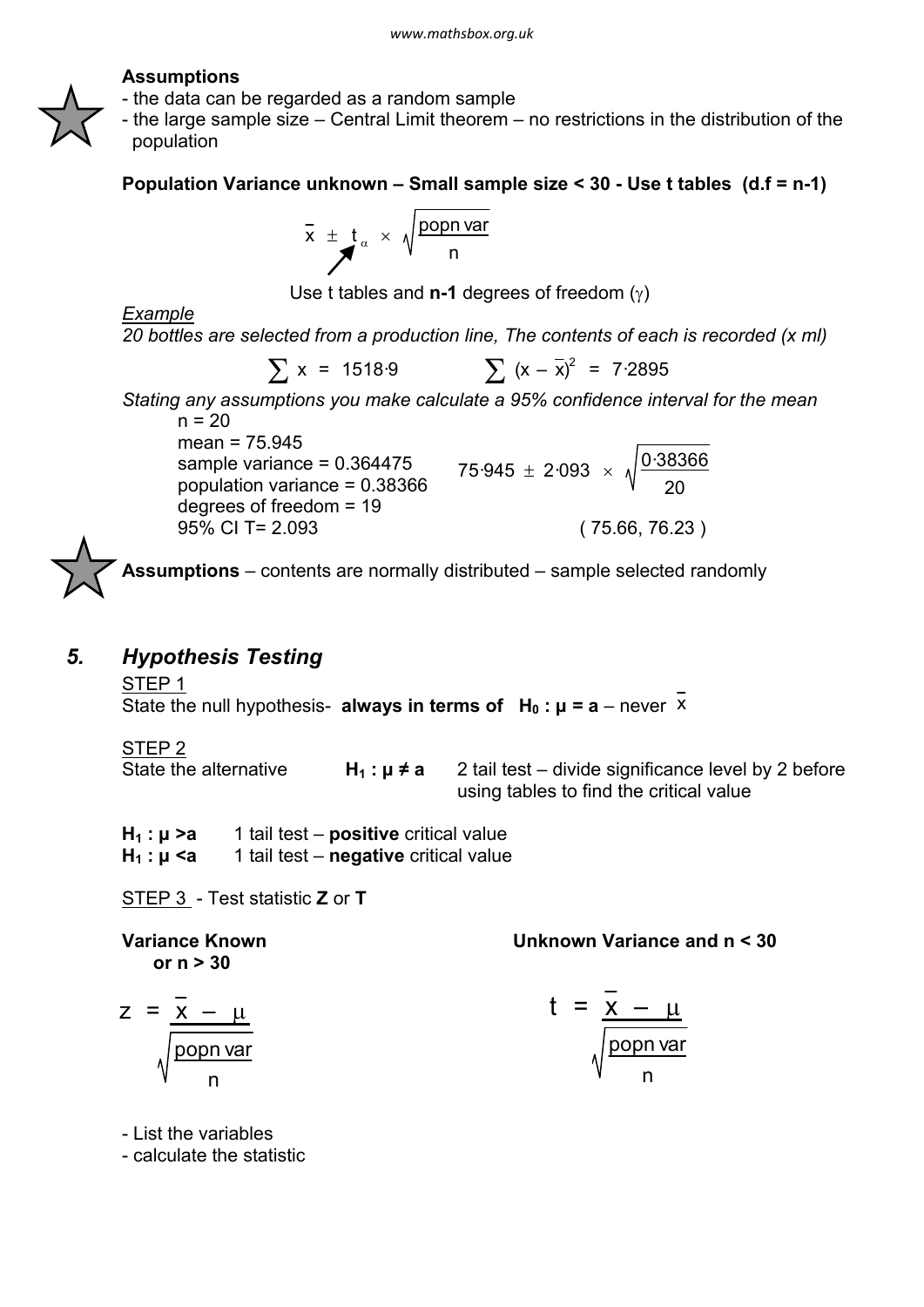**Assumptions**

- the data can be regarded as a random sample
- the large sample size – Central Limit theorem – no restrictions in the distribution of the population

**Population Variance unknown – Small sample size < 30 - Use t tables (d.f = n-1)**

$$\bar{x} \pm t_{\alpha} \times \sqrt{\frac{\text{popn var}}{n}}$$

Use t tables and **n-1** degrees of freedom ($\gamma$)

*Example*

*20 bottles are selected from a production line, The contents of each is recorded (x ml)*

$$\sum x = 1518{\cdot}9 \qquad \sum (x - \bar{x})^2 = 7{\cdot}2895$$

*Stating any assumptions you make calculate a 95% confidence interval for the mean*

n = 20
mean = 75.945
sample variance = 0.364475
population variance = 0.38366
degrees of freedom = 19
95% CI T= 2.093

$$75{\cdot}945 \pm 2{\cdot}093 \times \sqrt{\frac{0{\cdot}38366}{20}}$$

( 75.66, 76.23 )

**Assumptions** – contents are normally distributed – sample selected randomly

## *5. Hypothesis Testing*

STEP 1

State the null hypothesis- **always in terms of $H_0 : \mu = a$** – never $\bar{x}$

STEP 2

State the alternative **$H_1 : \mu \neq a$** 2 tail test – divide significance level by 2 before using tables to find the critical value

**$H_1 : \mu > a$** 1 tail test – **positive** critical value
**$H_1 : \mu < a$** 1 tail test – **negative** critical value

STEP 3 - Test statistic **Z** or **T**

**Variance Known or n > 30**

$$z = \frac{\bar{x} - \mu}{\sqrt{\frac{\text{popn var}}{n}}}$$

**Unknown Variance and n < 30**

$$t = \frac{\bar{x} - \mu}{\sqrt{\frac{\text{popn var}}{n}}}$$

- List the variables
- calculate the statistic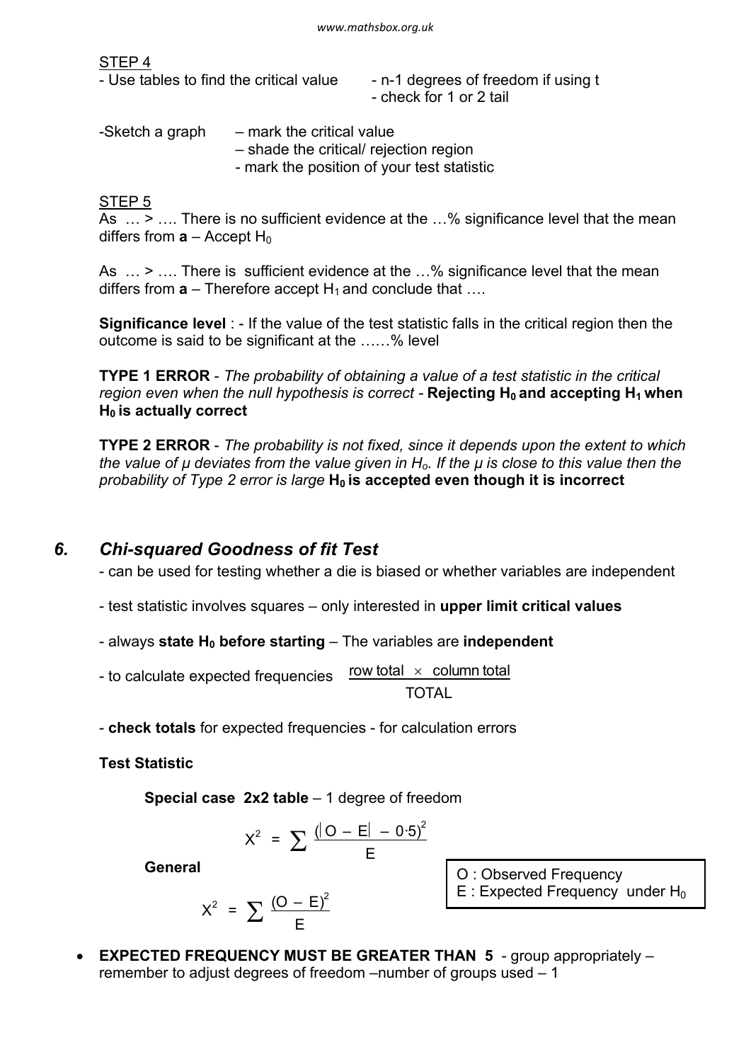STEP 4

- Use tables to find the critical value
  - n-1 degrees of freedom if using t
  - check for 1 or 2 tail

-Sketch a graph
  – mark the critical value
  – shade the critical/ rejection region
  - mark the position of your test statistic

STEP 5

As … > …. There is no sufficient evidence at the …% significance level that the mean differs from **a** – Accept $H_0$

As … > …. There is sufficient evidence at the …% significance level that the mean differs from **a** – Therefore accept $H_1$ and conclude that ….

**Significance level** : - If the value of the test statistic falls in the critical region then the outcome is said to be significant at the ……% level

**TYPE 1 ERROR** - *The probability of obtaining a value of a test statistic in the critical region even when the null hypothesis is correct* - **Rejecting $H_0$ and accepting $H_1$ when $H_0$ is actually correct**

**TYPE 2 ERROR** - *The probability is not fixed, since it depends upon the extent to which the value of μ deviates from the value given in $H_o$. If the μ is close to this value then the probability of Type 2 error is large* **$H_0$ is accepted even though it is incorrect**

## *6. Chi-squared Goodness of fit Test*

- can be used for testing whether a die is biased or whether variables are independent

- test statistic involves squares – only interested in **upper limit critical values**

- always **state $H_0$ before starting** – The variables are **independent**

- to calculate expected frequencies $\dfrac{\text{row total} \times \text{column total}}{\text{TOTAL}}$

- **check totals** for expected frequencies - for calculation errors

**Test Statistic**

**Special case 2x2 table** – 1 degree of freedom

$$X^2 = \sum \frac{(|O - E| - 0{\cdot}5)^2}{E}$$

**General**

$$X^2 = \sum \frac{(O - E)^2}{E}$$

O : Observed Frequency
E : Expected Frequency under $H_0$

- **EXPECTED FREQUENCY MUST BE GREATER THAN 5** - group appropriately – remember to adjust degrees of freedom –number of groups used – 1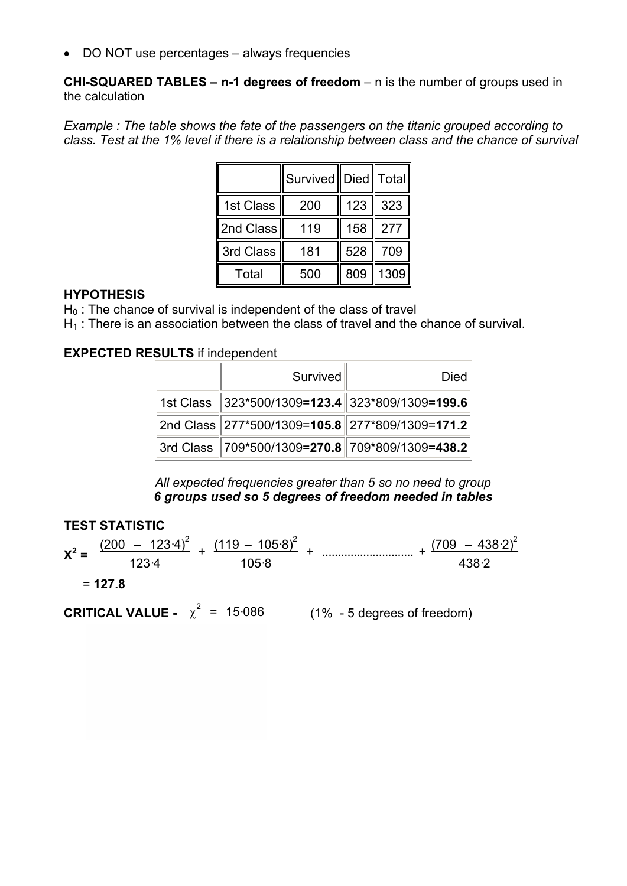- DO NOT use percentages – always frequencies

**CHI-SQUARED TABLES – n-1 degrees of freedom** – n is the number of groups used in the calculation

*Example : The table shows the fate of the passengers on the titanic grouped according to class. Test at the 1% level if there is a relationship between class and the chance of survival*

| | Survived | Died | Total |
|---|---|---|---|
| 1st Class | 200 | 123 | 323 |
| 2nd Class | 119 | 158 | 277 |
| 3rd Class | 181 | 528 | 709 |
| Total | 500 | 809 | 1309 |

**HYPOTHESIS**

$H_0$ : The chance of survival is independent of the class of travel

$H_1$ : There is an association between the class of travel and the chance of survival.

**EXPECTED RESULTS** if independent

| | Survived | Died |
|---|---|---|
| 1st Class | 323*500/1309=**123.4** | 323*809/1309=**199.6** |
| 2nd Class | 277*500/1309=**105.8** | 277*809/1309=**171.2** |
| 3rd Class | 709*500/1309=**270.8** | 709*809/1309=**438.2** |

*All expected frequencies greater than 5 so no need to group*
***6 groups used so 5 degrees of freedom needed in tables***

**TEST STATISTIC**

$$X^2 = \frac{(200 - 123{\cdot}4)^2}{123{\cdot}4} + \frac{(119 - 105{\cdot}8)^2}{105{\cdot}8} + \text{..........................} + \frac{(709 - 438{\cdot}2)^2}{438{\cdot}2}$$

= **127.8**

**CRITICAL VALUE -** $\chi^2 = 15{\cdot}086$ (1% - 5 degrees of freedom)